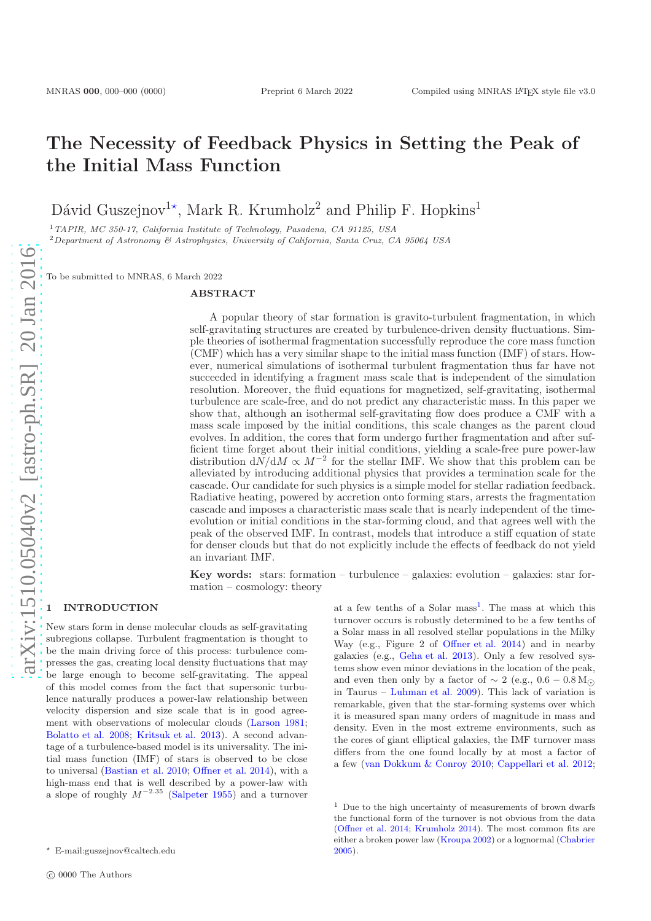# The Necessity of Feedback Physics in Setting the Peak of the Initial Mass Function

Dávid Guszejnov[1⋆], Mark R. Krumholz[2] and Philip F. Hopkins[1]

[1] *TAPIR, MC 350-17, California Institute of Technology, Pasadena, CA 91125, USA*
[2] *Department of Astronomy & Astrophysics, University of California, Santa Cruz, CA 95064 USA*

To be submitted to MNRAS, 6 March 2022

## ABSTRACT

A popular theory of star formation is gravito-turbulent fragmentation, in which self-gravitating structures are created by turbulence-driven density fluctuations. Simple theories of isothermal fragmentation successfully reproduce the core mass function (CMF) which has a very similar shape to the initial mass function (IMF) of stars. However, numerical simulations of isothermal turbulent fragmentation thus far have not succeeded in identifying a fragment mass scale that is independent of the simulation resolution. Moreover, the fluid equations for magnetized, self-gravitating, isothermal turbulence are scale-free, and do not predict any characteristic mass. In this paper we show that, although an isothermal self-gravitating flow does produce a CMF with a mass scale imposed by the initial conditions, this scale changes as the parent cloud evolves. In addition, the cores that form undergo further fragmentation and after sufficient time forget about their initial conditions, yielding a scale-free pure power-law distribution $\mathrm{d}N/\mathrm{d}M \propto M^{-2}$ for the stellar IMF. We show that this problem can be alleviated by introducing additional physics that provides a termination scale for the cascade. Our candidate for such physics is a simple model for stellar radiation feedback. Radiative heating, powered by accretion onto forming stars, arrests the fragmentation cascade and imposes a characteristic mass scale that is nearly independent of the time-evolution or initial conditions in the star-forming cloud, and that agrees well with the peak of the observed IMF. In contrast, models that introduce a stiff equation of state for denser clouds but that do not explicitly include the effects of feedback do not yield an invariant IMF.

**Key words:** stars: formation – turbulence – galaxies: evolution – galaxies: star formation – cosmology: theory

## 1 INTRODUCTION

New stars form in dense molecular clouds as self-gravitating subregions collapse. Turbulent fragmentation is thought to be the main driving force of this process: turbulence compresses the gas, creating local density fluctuations that may be large enough to become self-gravitating. The appeal of this model comes from the fact that supersonic turbulence naturally produces a power-law relationship between velocity dispersion and size scale that is in good agreement with observations of molecular clouds (Larson 1981; Bolatto et al. 2008; Kritsuk et al. 2013). A second advantage of a turbulence-based model is its universality. The initial mass function (IMF) of stars is observed to be close to universal (Bastian et al. 2010; Offner et al. 2014), with a high-mass end that is well described by a power-law with a slope of roughly $M^{-2.35}$ (Salpeter 1955) and a turnover at a few tenths of a Solar mass[1]. The mass at which this turnover occurs is robustly determined to be a few tenths of a Solar mass in all resolved stellar populations in the Milky Way (e.g., Figure 2 of Offner et al. 2014) and in nearby galaxies (e.g., Geha et al. 2013). Only a few resolved systems show even minor deviations in the location of the peak, and even then only by a factor of $\sim 2$ (e.g., $0.6-0.8\,\mathrm{M}_{\odot}$ in Taurus – Luhman et al. 2009). This lack of variation is remarkable, given that the star-forming systems over which it is measured span many orders of magnitude in mass and density. Even in the most extreme environments, such as the cores of giant elliptical galaxies, the IMF turnover mass differs from the one found locally by at most a factor of a few (van Dokkum & Conroy 2010; Cappellari et al. 2012;

[1] Due to the high uncertainty of measurements of brown dwarfs the functional form of the turnover is not obvious from the data (Offner et al. 2014; Krumholz 2014). The most common fits are either a broken power law (Kroupa 2002) or a lognormal (Chabrier 2005).

⋆ E-mail:guszejnov@caltech.edu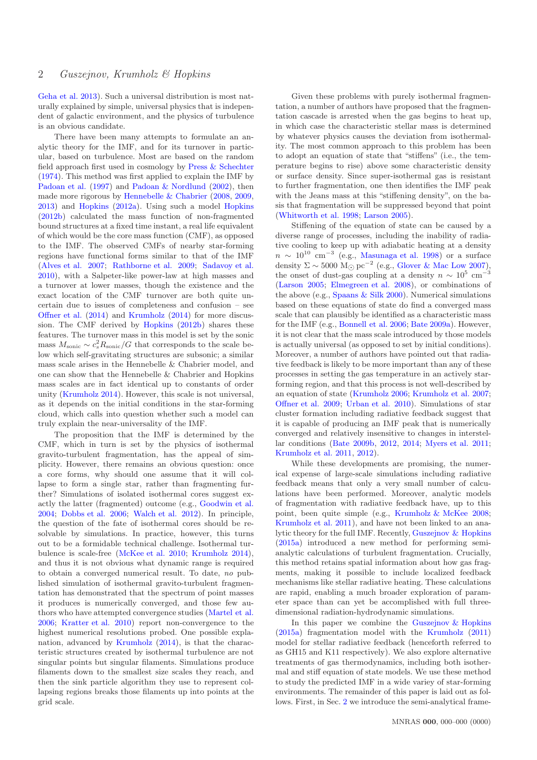Geha et al. 2013). Such a universal distribution is most naturally explained by simple, universal physics that is independent of galactic environment, and the physics of turbulence is an obvious candidate.

There have been many attempts to formulate an analytic theory for the IMF, and for its turnover in particular, based on turbulence. Most are based on the random field approach first used in cosmology by Press & Schechter (1974). This method was first applied to explain the IMF by Padoan et al. (1997) and Padoan & Nordlund (2002), then made more rigorous by Hennebelle & Chabrier (2008, 2009, 2013) and Hopkins (2012a). Using such a model Hopkins (2012b) calculated the mass function of non-fragmented bound structures at a fixed time instant, a real life equivalent of which would be the core mass function (CMF), as opposed to the IMF. The observed CMFs of nearby star-forming regions have functional forms similar to that of the IMF (Alves et al. 2007; Rathborne et al. 2009; Sadavoy et al. 2010), with a Salpeter-like power-law at high masses and a turnover at lower masses, though the existence and the exact location of the CMF turnover are both quite uncertain due to issues of completeness and confusion – see Offner et al. (2014) and Krumholz (2014) for more discussion. The CMF derived by Hopkins (2012b) shares these features. The turnover mass in this model is set by the sonic mass $M_{\rm sonic} \sim c_s^2 R_{\rm sonic}/G$ that corresponds to the scale below which self-gravitating structures are subsonic; a similar mass scale arises in the Hennebelle & Chabrier model, and one can show that the Hennebelle & Chabrier and Hopkins mass scales are in fact identical up to constants of order unity (Krumholz 2014). However, this scale is not universal, as it depends on the initial conditions in the star-forming cloud, which calls into question whether such a model can truly explain the near-universality of the IMF.

The proposition that the IMF is determined by the CMF, which in turn is set by the physics of isothermal gravito-turbulent fragmentation, has the appeal of simplicity. However, there remains an obvious question: once a core forms, why should one assume that it will collapse to form a single star, rather than fragmenting further? Simulations of isolated isothermal cores suggest exactly the latter (fragmented) outcome (e.g., Goodwin et al. 2004; Dobbs et al. 2006; Walch et al. 2012). In principle, the question of the fate of isothermal cores should be resolvable by simulations. In practice, however, this turns out to be a formidable technical challenge. Isothermal turbulence is scale-free (McKee et al. 2010; Krumholz 2014), and thus it is not obvious what dynamic range is required to obtain a converged numerical result. To date, *no* published simulation of isothermal gravito-turbulent fragmentation has demonstrated that the spectrum of point masses it produces is numerically converged, and those few authors who have attempted convergence studies (Martel et al. 2006; Kratter et al. 2010) report non-convergence to the highest numerical resolutions probed. One possible explanation, advanced by Krumholz (2014), is that the characteristic structures created by isothermal turbulence are not singular points but singular filaments. Simulations produce filaments down to the smallest size scales they reach, and then the sink particle algorithm they use to represent collapsing regions breaks those filaments up into points at the grid scale.

Given these problems with purely isothermal fragmentation, a number of authors have proposed that the fragmentation cascade is arrested when the gas begins to heat up, in which case the characteristic stellar mass is determined by whatever physics causes the deviation from isothermality. The most common approach to this problem has been to adopt an equation of state that "stiffens" (i.e., the temperature begins to rise) above some characteristic density or surface density. Since super-isothermal gas is resistant to further fragmentation, one then identifies the IMF peak with the Jeans mass at this "stiffening density", on the basis that fragmentation will be suppressed beyond that point (Whitworth et al. 1998; Larson 2005).

Stiffening of the equation of state can be caused by a diverse range of processes, including the inability of radiative cooling to keep up with adiabatic heating at a density $n \sim 10^{10}$ cm$^{-3}$ (e.g., Masunaga et al. 1998) or a surface density $\Sigma \sim 5000$ M$_\odot$ pc$^{-2}$ (e.g., Glover & Mac Low 2007), the onset of dust-gas coupling at a density $n \sim 10^5$ cm$^{-3}$ (Larson 2005; Elmegreen et al. 2008), or combinations of the above (e.g., Spaans & Silk 2000). Numerical simulations based on these equations of state do find a converged mass scale that can plausibly be identified as a characteristic mass for the IMF (e.g., Bonnell et al. 2006; Bate 2009a). However, it is not clear that the mass scale introduced by those models is actually universal (as opposed to set by initial conditions). Moreover, a number of authors have pointed out that radiative feedback is likely to be more important than any of these processes in setting the gas temperature in an actively star-forming region, and that this process is not well-described by an equation of state (Krumholz 2006; Krumholz et al. 2007; Offner et al. 2009; Urban et al. 2010). Simulations of star cluster formation including radiative feedback suggest that it is capable of producing an IMF peak that is numerically converged and relatively insensitive to changes in interstellar conditions (Bate 2009b, 2012, 2014; Myers et al. 2011; Krumholz et al. 2011, 2012).

While these developments are promising, the numerical expense of large-scale simulations including radiative feedback means that only a very small number of calculations have been performed. Moreover, analytic models of fragmentation with radiative feedback have, up to this point, been quite simple (e.g., Krumholz & McKee 2008; Krumholz et al. 2011), and have not been linked to an analytic theory for the full IMF. Recently, Guszejnov & Hopkins (2015a) introduced a new method for performing semi-analytic calculations of turbulent fragmentation. Crucially, this method retains spatial information about how gas fragments, making it possible to include localized feedback mechanisms like stellar radiative heating. These calculations are rapid, enabling a much broader exploration of parameter space than can yet be accomplished with full three-dimensional radiation-hydrodynamic simulations.

In this paper we combine the Guszejnov & Hopkins (2015a) fragmentation model with the Krumholz (2011) model for stellar radiative feedback (henceforth referred to as GH15 and K11 respectively). We also explore alternative treatments of gas thermodynamics, including both isothermal and stiff equation of state models. We use these method to study the predicted IMF in a wide variey of star-forming environments. The remainder of this paper is laid out as follows. First, in Sec. 2 we introduce the semi-analytical frame-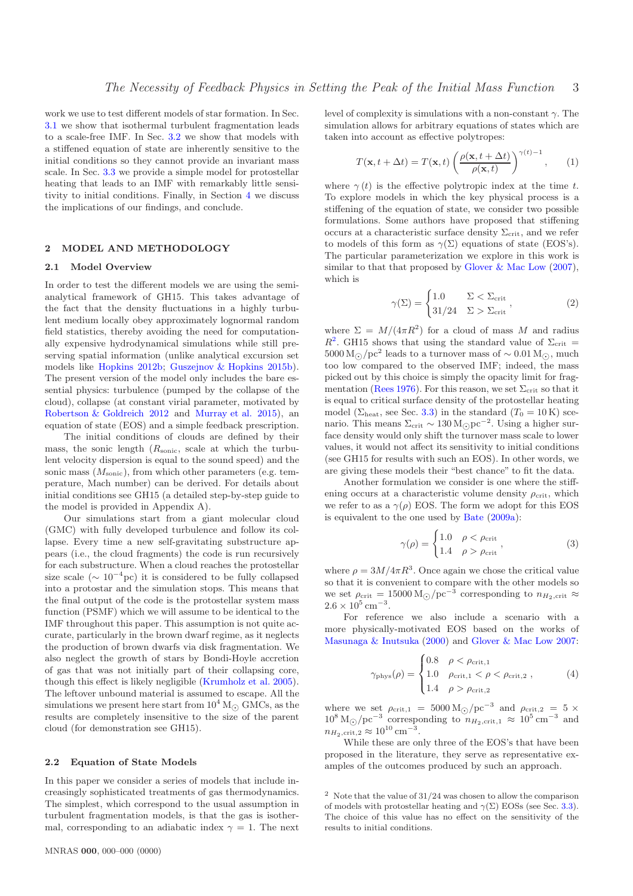work we use to test different models of star formation. In Sec. 3.1 we show that isothermal turbulent fragmentation leads to a scale-free IMF. In Sec. 3.2 we show that models with a stiffened equation of state are inherently sensitive to the initial conditions so they cannot provide an invariant mass scale. In Sec. 3.3 we provide a simple model for protostellar heating that leads to an IMF with remarkably little sensitivity to initial conditions. Finally, in Section 4 we discuss the implications of our findings, and conclude.

## 2 MODEL AND METHODOLOGY

### 2.1 Model Overview

In order to test the different models we are using the semi-analytical framework of GH15. This takes advantage of the fact that the density fluctuations in a highly turbulent medium locally obey approximately lognormal random field statistics, thereby avoiding the need for computationally expensive hydrodynamical simulations while still preserving spatial information (unlike analytical excursion set models like Hopkins 2012b; Guszejnov & Hopkins 2015b). The present version of the model only includes the bare essential physics: turbulence (pumped by the collapse of the cloud), collapse (at constant virial parameter, motivated by Robertson & Goldreich 2012 and Murray et al. 2015), an equation of state (EOS) and a simple feedback prescription.

The initial conditions of clouds are defined by their mass, the sonic length ($R_{\rm sonic}$, scale at which the turbulent velocity dispersion is equal to the sound speed) and the sonic mass ($M_{\rm sonic}$), from which other parameters (e.g. temperature, Mach number) can be derived. For details about initial conditions see GH15 (a detailed step-by-step guide to the model is provided in Appendix A).

Our simulations start from a giant molecular cloud (GMC) with fully developed turbulence and follow its collapse. Every time a new self-gravitating substructure appears (i.e., the cloud fragments) the code is run recursively for each substructure. When a cloud reaches the protostellar size scale ($\sim 10^{-4}$pc) it is considered to be fully collapsed into a protostar and the simulation stops. This means that the final output of the code is the protostellar system mass function (PSMF) which we will assume to be identical to the IMF throughout this paper. This assumption is not quite accurate, particularly in the brown dwarf regime, as it neglects the production of brown dwarfs via disk fragmentation. We also neglect the growth of stars by Bondi-Hoyle accretion of gas that was not initially part of their collapsing core, though this effect is likely negligible (Krumholz et al. 2005). The leftover unbound material is assumed to escape. All the simulations we present here start from $10^4\,\mathrm{M}_\odot$ GMCs, as the results are completely insensitive to the size of the parent cloud (for demonstration see GH15).

### 2.2 Equation of State Models

In this paper we consider a series of models that include increasingly sophisticated treatments of gas thermodynamics. The simplest, which correspond to the usual assumption in turbulent fragmentation models, is that the gas is isothermal, corresponding to an adiabatic index $\gamma = 1$. The next level of complexity is simulations with a non-constant $\gamma$. The simulation allows for arbitrary equations of states which are taken into account as effective polytropes:

$$T(\mathbf{x}, t+\Delta t) = T(\mathbf{x}, t)\left(\frac{\rho(\mathbf{x}, t+\Delta t)}{\rho(\mathbf{x}, t)}\right)^{\gamma(t)-1}, \qquad (1)$$

where $\gamma(t)$ is the effective polytropic index at the time $t$. To explore models in which the key physical process is a stiffening of the equation of state, we consider two possible formulations. Some authors have proposed that stiffening occurs at a characteristic surface density $\Sigma_{\rm crit}$, and we refer to models of this form as $\gamma(\Sigma)$ equations of state (EOS's). The particular parameterization we explore in this work is similar to that that proposed by Glover & Mac Low (2007), which is

$$\gamma(\Sigma) = \begin{cases} 1.0 & \Sigma < \Sigma_{\rm crit} \\ 31/24 & \Sigma > \Sigma_{\rm crit} \end{cases}, \qquad (2)$$

where $\Sigma = M/(4\pi R^2)$ for a cloud of mass $M$ and radius $R$[2]. GH15 shows that using the standard value of $\Sigma_{\rm crit} = 5000\,\mathrm{M}_\odot/\mathrm{pc}^2$ leads to a turnover mass of $\sim 0.01\,\mathrm{M}_\odot$, much too low compared to the observed IMF; indeed, the mass picked out by this choice is simply the opacity limit for fragmentation (Rees 1976). For this reason, we set $\Sigma_{\rm crit}$ so that it is equal to critical surface density of the protostellar heating model ($\Sigma_{\rm heat}$, see Sec. 3.3) in the standard ($T_0 = 10\,\mathrm{K}$) scenario. This means $\Sigma_{\rm crit} \sim 130\,\mathrm{M}_\odot\mathrm{pc}^{-2}$. Using a higher surface density would only shift the turnover mass scale to lower values, it would not affect its sensitivity to initial conditions (see GH15 for results with such an EOS). In other words, we are giving these models their "best chance" to fit the data.

Another formulation we consider is one where the stiffening occurs at a characteristic volume density $\rho_{\rm crit}$, which we refer to as a $\gamma(\rho)$ EOS. The form we adopt for this EOS is equivalent to the one used by Bate (2009a):

$$\gamma(\rho) = \begin{cases} 1.0 & \rho < \rho_{\rm crit} \\ 1.4 & \rho > \rho_{\rm crit} \end{cases}, \qquad (3)$$

where $\rho = 3M/4\pi R^3$. Once again we chose the critical value so that it is convenient to compare with the other models so we set $\rho_{\rm crit} = 15000\,\mathrm{M}_\odot/\mathrm{pc}^{-3}$ corresponding to $n_{H_2,\rm crit} \approx 2.6\times 10^5\,\mathrm{cm}^{-3}$.

For reference we also include a scenario with a more physically-motivated EOS based on the works of Masunaga & Inutsuka (2000) and Glover & Mac Low 2007:

$$\gamma_{\rm phys}(\rho) = \begin{cases} 0.8 & \rho < \rho_{\rm crit,1} \\ 1.0 & \rho_{\rm crit,1} < \rho < \rho_{\rm crit,2} \\ 1.4 & \rho > \rho_{\rm crit,2} \end{cases}, \qquad (4)$$

where we set $\rho_{\rm crit,1} = 5000\,\mathrm{M}_\odot/\mathrm{pc}^{-3}$ and $\rho_{\rm crit,2} = 5\times 10^8\,\mathrm{M}_\odot/\mathrm{pc}^{-3}$ corresponding to $n_{H_2,\rm crit,1} \approx 10^5\,\mathrm{cm}^{-3}$ and $n_{H_2,\rm crit,2} \approx 10^{10}\,\mathrm{cm}^{-3}$.

While these are only three of the EOS's that have been proposed in the literature, they serve as representative examples of the outcomes produced by such an approach.

[2] Note that the value of 31/24 was chosen to allow the comparison of models with protostellar heating and $\gamma(\Sigma)$ EOSs (see Sec. 3.3). The choice of this value has no effect on the sensitivity of the results to initial conditions.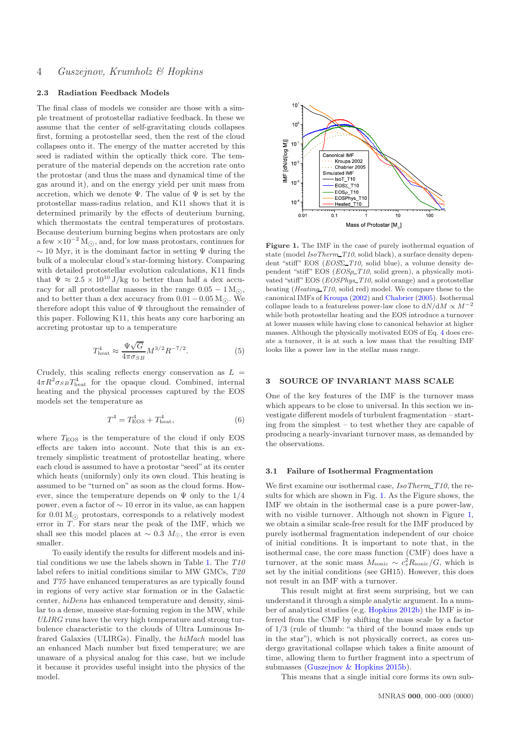### 2.3 Radiation Feedback Models

The final class of models we consider are those with a simple treatment of protostellar radiative feedback. In these we assume that the center of self-gravitating clouds collapses first, forming a protostellar seed, then the rest of the cloud collapses onto it. The energy of the matter accreted by this seed is radiated within the optically thick core. The temperature of the material depends on the accretion rate onto the protostar (and thus the mass and dynamical time of the gas around it), and on the energy yield per unit mass from accretion, which we denote $\Psi$. The value of $\Psi$ is set by the protostellar mass-radius relation, and K11 shows that it is determined primarily by the effects of deuterium burning, which thermostats the central temperatures of protostars. Because deuterium burning begins when protostars are only a few $\times 10^{-2}\,\mathrm{M}_\odot$, and, for low mass protostars, continues for $\sim 10$ Myr, it is the dominant factor in setting $\Psi$ during the bulk of a molecular cloud's star-forming history. Comparing with detailed protostellar evolution calculations, K11 finds that $\Psi \approx 2.5\times 10^{10}$ J/kg to better than half a dex accuracy for all protostellar masses in the range $0.05-1\,\mathrm{M}_\odot$, and to better than a dex accuracy from $0.01-0.05\,\mathrm{M}_\odot$. We therefore adopt this value of $\Psi$ throughout the remainder of this paper. Following K11, this heats any core harboring an accreting protostar up to a temperature

$$T_{\mathrm{heat}}^4 \approx \frac{\Psi\sqrt{G}}{4\pi\sigma_{SB}} M^{3/2} R^{-7/2}. \tag{5}$$

Crudely, this scaling reflects energy conservation as $L = 4\pi R^2 \sigma_{SB} T_{\mathrm{heat}}^4$ for the opaque cloud. Combined, internal heating and the physical processes captured by the EOS models set the temperature as

$$T^4 = T_{\mathrm{EOS}}^4 + T_{\mathrm{heat}}^4, \tag{6}$$

where $T_{\mathrm{EOS}}$ is the temperature of the cloud if only EOS effects are taken into account. Note that this is an extremely simplistic treatment of protostellar heating, where each cloud is assumed to have a protostar "seed" at its center which heats (uniformly) only its own cloud. This heating is assumed to be "turned on" as soon as the cloud forms. However, since the temperature depends on $\Psi$ only to the 1/4 power, even a factor of $\sim 10$ error in its value, as can happen for $0.01\,\mathrm{M}_\odot$ protostars, corresponds to a relatively modest error in $T$. For stars near the peak of the IMF, which we shall see this model places at $\sim 0.3\ M_\odot$, the error is even smaller.

To easily identify the results for different models and initial conditions we use the labels shown in Table 1. The *T10* label refers to initial conditions similar to MW GMCs, *T20* and *T75* have enhanced temperatures as are typically found in regions of very active star formation or in the Galactic center, *hiDens* has enhanced temperature and density, similar to a dense, massive star-forming region in the MW, while *ULIRG* runs have the very high temperature and strong turbulence characteristic to the clouds of Ultra Luminous Infrared Galaxies (ULIRGs). Finally, the *hiMach* model has an enhanced Mach number but fixed temperature; we are unaware of a physical analog for this case, but we include it because it provides useful insight into the physics of the model.

**Figure 1.** The IMF in the case of purely isothermal equation of state (model *IsoTherm_T10*, solid black), a surface density dependent "stiff" EOS (*EOSΣ_T10*, solid blue), a volume density dependent "stiff" EOS (*EOSρ_T10*, solid green), a physically motivated "stiff" EOS (*EOSPhys_T10*, solid orange) and a protostellar heating (*Heating_T10*, solid red) model. We compare these to the canonical IMFs of Kroupa (2002) and Chabrier (2005). Isothermal collapse leads to a featureless power-law close to $\mathrm{d}N/\mathrm{d}M \propto M^{-2}$ while both protostellar heating and the EOS introduce a turnover at lower masses while having close to canonical behavior at higher masses. Although the physically motivated EOS of Eq. 4 does create a turnover, it is at such a low mass that the resulting IMF looks like a power law in the stellar mass range.

## 3 SOURCE OF INVARIANT MASS SCALE

One of the key features of the IMF is the turnover mass which appears to be close to universal. In this section we investigate different models of turbulent fragmentation – starting from the simplest – to test whether they are capable of producing a nearly-invariant turnover mass, as demanded by the observations.

### 3.1 Failure of Isothermal Fragmentation

We first examine our isothermal case, *IsoTherm_T10*, the results for which are shown in Fig. 1. As the Figure shows, the IMF we obtain in the isothermal case is a pure power-law, with no visible turnover. Although not shown in Figure 1, we obtain a similar scale-free result for the IMF produced by purely isothermal fragmentation independent of our choice of initial conditions. It is important to note that, in the isothermal case, the core mass function (CMF) does have a turnover, at the sonic mass $M_{\mathrm{sonic}} \sim c_s^2 R_{\mathrm{sonic}}/G$, which is set by the initial conditions (see GH15). However, this does not result in an IMF with a turnover.

This result might at first seem surprising, but we can understand it through a simple analytic argument. In a number of analytical studies (e.g. Hopkins 2012b) the IMF is inferred from the CMF by shifting the mass scale by a factor of 1/3 (rule of thumb: "a third of the bound mass ends up in the star"), which is not physically correct, as cores undergo gravitational collapse which takes a finite amount of time, allowing them to further fragment into a spectrum of submasses (Guszejnov & Hopkins 2015b).

This means that a single initial core forms its own sub-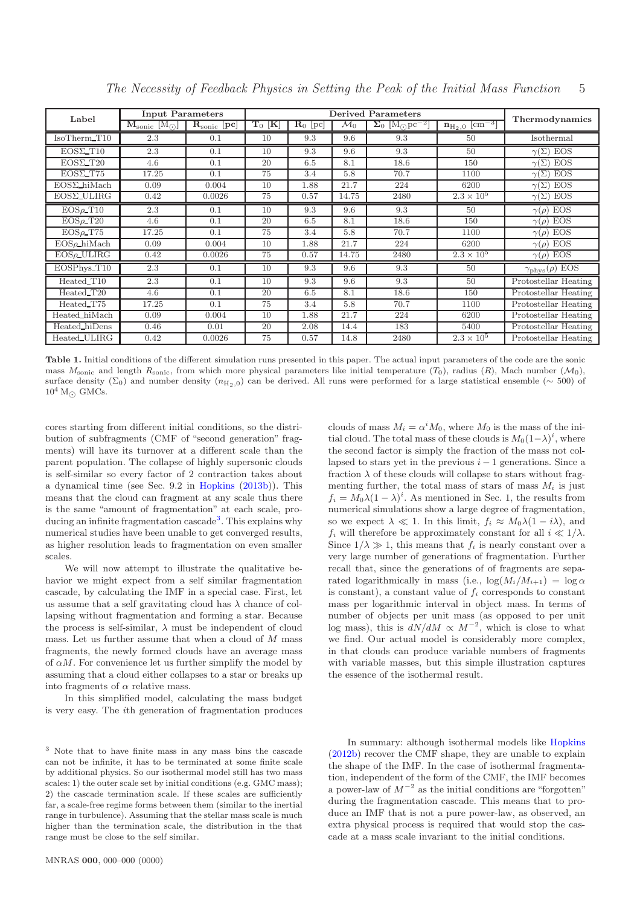| Label | Input Parameters | | Derived Parameters | | | | | Thermodynamics |
|---|---|---|---|---|---|---|---|---|
| | $\mathbf{M}_{\rm sonic}$ [$\mathrm{M}_\odot$] | $\mathbf{R}_{\rm sonic}$ [**pc**] | $\mathbf{T}_0$ [**K**] | $\mathbf{R}_0$ [pc] | $\mathcal{M}_0$ | $\mathbf{\Sigma}_0$ [$\mathrm{M}_\odot \mathrm{pc}^{-2}$] | $\mathbf{n}_{\mathrm{H}_2,0}$ [$\mathrm{cm}^{-3}$] | |
| IsoTherm_T10 | 2.3 | 0.1 | 10 | 9.3 | 9.6 | 9.3 | 50 | Isothermal |
| EOSΣ_T10 | 2.3 | 0.1 | 10 | 9.3 | 9.6 | 9.3 | 50 | $\gamma(\Sigma)$ EOS |
| EOSΣ_T20 | 4.6 | 0.1 | 20 | 6.5 | 8.1 | 18.6 | 150 | $\gamma(\Sigma)$ EOS |
| EOSΣ_T75 | 17.25 | 0.1 | 75 | 3.4 | 5.8 | 70.7 | 1100 | $\gamma(\Sigma)$ EOS |
| EOSΣ_hiMach | 0.09 | 0.004 | 10 | 1.88 | 21.7 | 224 | 6200 | $\gamma(\Sigma)$ EOS |
| EOSΣ_ULIRG | 0.42 | 0.0026 | 75 | 0.57 | 14.75 | 2480 | $2.3\times10^5$ | $\gamma(\Sigma)$ EOS |
| EOSρ_T10 | 2.3 | 0.1 | 10 | 9.3 | 9.6 | 9.3 | 50 | $\gamma(\rho)$ EOS |
| EOSρ_T20 | 4.6 | 0.1 | 20 | 6.5 | 8.1 | 18.6 | 150 | $\gamma(\rho)$ EOS |
| EOSρ_T75 | 17.25 | 0.1 | 75 | 3.4 | 5.8 | 70.7 | 1100 | $\gamma(\rho)$ EOS |
| EOSρ_hiMach | 0.09 | 0.004 | 10 | 1.88 | 21.7 | 224 | 6200 | $\gamma(\rho)$ EOS |
| EOSρ_ULIRG | 0.42 | 0.0026 | 75 | 0.57 | 14.75 | 2480 | $2.3\times10^5$ | $\gamma(\rho)$ EOS |
| EOSPhys_T10 | 2.3 | 0.1 | 10 | 9.3 | 9.6 | 9.3 | 50 | $\gamma_{\rm phys}(\rho)$ EOS |
| Heated_T10 | 2.3 | 0.1 | 10 | 9.3 | 9.6 | 9.3 | 50 | Protostellar Heating |
| Heated_T20 | 4.6 | 0.1 | 20 | 6.5 | 8.1 | 18.6 | 150 | Protostellar Heating |
| Heated_T75 | 17.25 | 0.1 | 75 | 3.4 | 5.8 | 70.7 | 1100 | Protostellar Heating |
| Heated_hiMach | 0.09 | 0.004 | 10 | 1.88 | 21.7 | 224 | 6200 | Protostellar Heating |
| Heated_hiDens | 0.46 | 0.01 | 20 | 2.08 | 14.4 | 183 | 5400 | Protostellar Heating |
| Heated_ULIRG | 0.42 | 0.0026 | 75 | 0.57 | 14.8 | 2480 | $2.3\times10^5$ | Protostellar Heating |

**Table 1.** Initial conditions of the different simulation runs presented in this paper. The actual input parameters of the code are the sonic mass $M_{\rm sonic}$ and length $R_{\rm sonic}$, from which more physical parameters like initial temperature ($T_0$), radius ($R$), Mach number ($\mathcal{M}_0$), surface density ($\Sigma_0$) and number density ($n_{\mathrm{H}_2,0}$) can be derived. All runs were performed for a large statistical ensemble ($\sim 500$) of $10^4\,\mathrm{M}_\odot$ GMCs.

cores starting from different initial conditions, so the distribution of subfragments (CMF of "second generation" fragments) will have its turnover at a different scale than the parent population. The collapse of highly supersonic clouds is self-similar so every factor of 2 contraction takes about a dynamical time (see Sec. 9.2 in Hopkins (2013b)). This means that the cloud can fragment at any scale thus there is the same "amount of fragmentation" at each scale, producing an infinite fragmentation cascade[3]. This explains why numerical studies have been unable to get converged results, as higher resolution leads to fragmentation on even smaller scales.

We will now attempt to illustrate the qualitative behavior we might expect from a self similar fragmentation cascade, by calculating the IMF in a special case. First, let us assume that a self gravitating cloud has $\lambda$ chance of collapsing without fragmentation and forming a star. Because the process is self-similar, $\lambda$ must be independent of cloud mass. Let us further assume that when a cloud of $M$ mass fragments, the newly formed clouds have an average mass of $\alpha M$. For convenience let us further simplify the model by assuming that a cloud either collapses to a star or breaks up into fragments of $\alpha$ relative mass.

In this simplified model, calculating the mass budget is very easy. The $i$th generation of fragmentation produces clouds of mass $M_i = \alpha^i M_0$, where $M_0$ is the mass of the initial cloud. The total mass of these clouds is $M_0(1-\lambda)^i$, where the second factor is simply the fraction of the mass not collapsed to stars yet in the previous $i-1$ generations. Since a fraction $\lambda$ of these clouds will collapse to stars without fragmenting further, the total mass of stars of mass $M_i$ is just $f_i = M_0\lambda(1-\lambda)^i$. As mentioned in Sec. 1, the results from numerical simulations show a large degree of fragmentation, so we expect $\lambda \ll 1$. In this limit, $f_i \approx M_0\lambda(1-i\lambda)$, and $f_i$ will therefore be approximately constant for all $i \ll 1/\lambda$. Since $1/\lambda \gg 1$, this means that $f_i$ is nearly constant over a very large number of generations of fragmentation. Further recall that, since the generations of of fragments are separated logarithmically in mass (i.e., $\log(M_i/M_{i+1}) = \log\alpha$ is constant), a constant value of $f_i$ corresponds to constant mass per logarithmic interval in object mass. In terms of number of objects per unit mass (as opposed to per unit log mass), this is $dN/dM \propto M^{-2}$, which is close to what we find. Our actual model is considerably more complex, in that clouds can produce variable numbers of fragments with variable masses, but this simple illustration captures the essence of the isothermal result.

In summary: although isothermal models like Hopkins (2012b) recover the CMF shape, they are unable to explain the shape of the IMF. In the case of isothermal fragmentation, independent of the form of the CMF, the IMF becomes a power-law of $M^{-2}$ as the initial conditions are "forgotten" during the fragmentation cascade. This means that to produce an IMF that is not a pure power-law, as observed, an extra physical process is required that would stop the cascade at a mass scale invariant to the initial conditions.

[3] Note that to have finite mass in any mass bins the cascade can not be infinite, it has to be terminated at some finite scale by additional physics. So our isothermal model still has two mass scales: 1) the outer scale set by initial conditions (e.g. GMC mass); 2) the cascade termination scale. If these scales are sufficiently far, a scale-free regime forms between them (similar to the inertial range in turbulence). Assuming that the stellar mass scale is much higher than the termination scale, the distribution in the that range must be close to the self similar.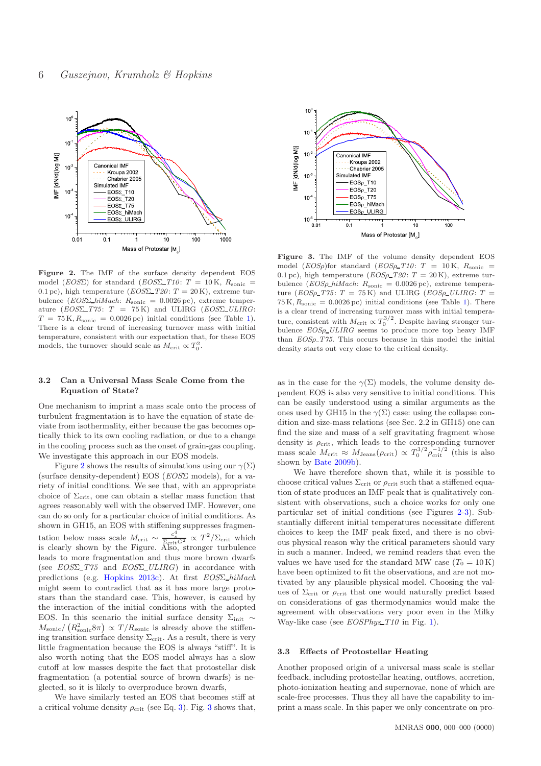**Figure 2.** The IMF of the surface density dependent EOS model ($EOS\Sigma$) for standard ($EOS\Sigma\_T10$: $T = 10\,\mathrm{K}$, $R_\mathrm{sonic} = 0.1\,\mathrm{pc}$), high temperature ($EOS\Sigma\_T20$: $T = 20\,\mathrm{K}$), extreme turbulence ($EOS\Sigma\_hiMach$: $R_\mathrm{sonic} = 0.0026\,\mathrm{pc}$), extreme temperature ($EOS\Sigma\_T75$: $T = 75\,\mathrm{K}$) and ULIRG ($EOS\Sigma\_ULIRG$: $T = 75\,\mathrm{K}, R_\mathrm{sonic} = 0.0026\,\mathrm{pc}$) initial conditions (see Table 1). There is a clear trend of increasing turnover mass with initial temperature, consistent with our expectation that, for these EOS models, the turnover should scale as $M_\mathrm{crit} \propto T_0^2$.

**Figure 3.** The IMF of the volume density dependent EOS model ($EOS\rho$)for standard ($EOS\rho\_T10$: $T = 10\,\mathrm{K}$, $R_\mathrm{sonic} = 0.1\,\mathrm{pc}$), high temperature ($EOS\rho\_T20$: $T = 20\,\mathrm{K}$), extreme turbulence ($EOS\rho\_hiMach$: $R_\mathrm{sonic} = 0.0026\,\mathrm{pc}$), extreme temperature ($EOS\rho\_T75$: $T = 75\,\mathrm{K}$) and ULIRG ($EOS\rho\_ULIRG$: $T = 75\,\mathrm{K}, R_\mathrm{sonic} = 0.0026\,\mathrm{pc}$) initial conditions (see Table 1). There is a clear trend of increasing turnover mass with initial temperature, consistent with $M_\mathrm{crit} \propto T_0^{3/2}$. Despite having stronger turbulence $EOS\rho\_ULIRG$ seems to produce more top heavy IMF than $EOS\rho\_T75$. This occurs because in this model the initial density starts out very close to the critical density.

### 3.2 Can a Universal Mass Scale Come from the Equation of State?

One mechanism to imprint a mass scale onto the process of turbulent fragmentation is to have the equation of state deviate from isothermality, either because the gas becomes optically thick to its own cooling radiation, or due to a change in the cooling process such as the onset of grain-gas coupling. We investigate this approach in our EOS models.

Figure 2 shows the results of simulations using our $\gamma(\Sigma)$ (surface density-dependent) EOS ($EOS\Sigma$ models), for a variety of initial conditions. We see that, with an appropriate choice of $\Sigma_\mathrm{crit}$, one can obtain a stellar mass function that agrees reasonably well with the observed IMF. However, one can do so only for a particular choice of initial conditions. As shown in GH15, an EOS with stiffening suppresses fragmentation below mass scale $M_\mathrm{crit} \sim \frac{c_s^4}{\Sigma_\mathrm{crit} G^2} \propto T^2/\Sigma_\mathrm{crit}$ which is clearly shown by the Figure. Also, stronger turbulence leads to more fragmentation and thus more brown dwarfs (see $EOS\Sigma\_T75$ and $EOS\Sigma\_ULIRG$) in accordance with predictions (e.g. Hopkins 2013c). At first $EOS\Sigma\_hiMach$ might seem to contradict that as it has more large protostars than the standard case. This, however, is caused by the interaction of the initial conditions with the adopted EOS. In this scenario the initial surface density $\Sigma_\mathrm{init} \sim M_\mathrm{sonic}/\left(R_\mathrm{sonic}^2 8\pi\right) \propto T/R_\mathrm{sonic}$ is already above the stiffening transition surface density $\Sigma_\mathrm{crit}$. As a result, there is very little fragmentation because the EOS is always "stiff". It is also worth noting that the EOS model always has a slow cutoff at low masses despite the fact that protostellar disk fragmentation (a potential source of brown dwarfs) is neglected, so it is likely to overproduce brown dwarfs,

We have similarly tested an EOS that becomes stiff at a critical volume density $\rho_\mathrm{crit}$ (see Eq. 3). Fig. 3 shows that, as in the case for the $\gamma(\Sigma)$ models, the volume density dependent EOS is also very sensitive to initial conditions. This can be easily understood using a similar arguments as the ones used by GH15 in the $\gamma(\Sigma)$ case: using the collapse condition and size-mass relations (see Sec. 2.2 in GH15) one can find the size and mass of a self gravitating fragment whose density is $\rho_\mathrm{crit}$, which leads to the corresponding turnover mass scale $M_\mathrm{crit} \approx M_\mathrm{Jeans}(\rho_\mathrm{crit}) \propto T_0^{3/2}\rho_\mathrm{crit}^{-1/2}$ (this is also shown by Bate 2009b).

We have therefore shown that, while it is possible to choose critical values $\Sigma_\mathrm{crit}$ or $\rho_\mathrm{crit}$ such that a stiffened equation of state produces an IMF peak that is qualitatively consistent with observations, such a choice works for only one particular set of initial conditions (see Figures 2-3). Substantially different initial temperatures necessitate different choices to keep the IMF peak fixed, and there is no obvious physical reason why the critical parameters should vary in such a manner. Indeed, we remind readers that even the values we have used for the standard MW case ($T_0 = 10\,\mathrm{K}$) have been optimized to fit the observations, and are not motivated by any plausible physical model. Choosing the values of $\Sigma_\mathrm{crit}$ or $\rho_\mathrm{crit}$ that one would naturally predict based on considerations of gas thermodynamics would make the agreement with observations very poor even in the Milky Way-like case (see $EOSPhys\_T10$ in Fig. 1).

### 3.3 Effects of Protostellar Heating

Another proposed origin of a universal mass scale is stellar feedback, including protostellar heating, outflows, accretion, photo-ionization heating and supernovae, none of which are scale-free processes. Thus they all have the capability to imprint a mass scale. In this paper we only concentrate on pro-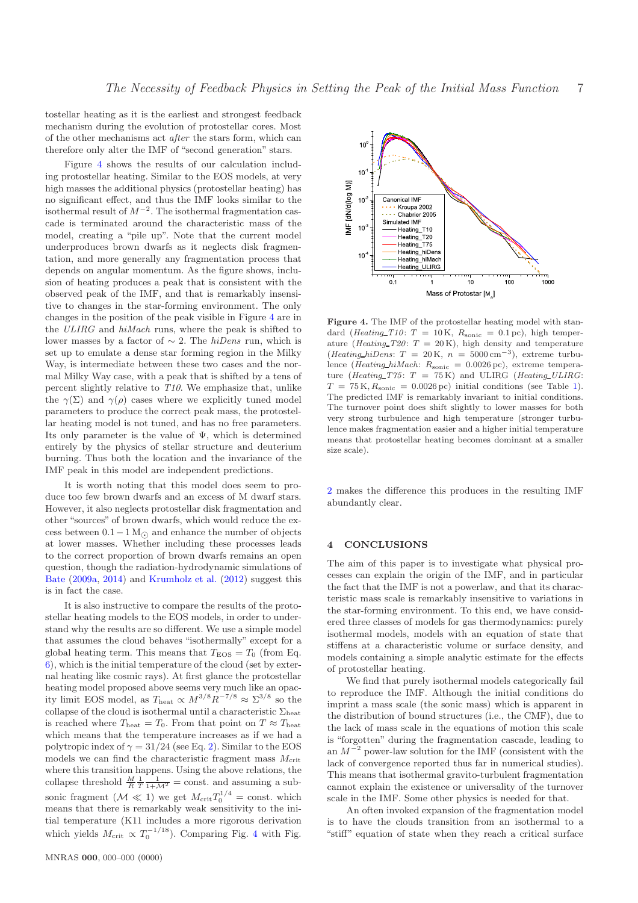tostellar heating as it is the earliest and strongest feedback mechanism during the evolution of protostellar cores. Most of the other mechanisms act *after* the stars form, which can therefore only alter the IMF of "second generation" stars.

Figure 4 shows the results of our calculation including protostellar heating. Similar to the EOS models, at very high masses the additional physics (protostellar heating) has no significant effect, and thus the IMF looks similar to the isothermal result of $M^{-2}$. The isothermal fragmentation cascade is terminated around the characteristic mass of the model, creating a "pile up". Note that the current model underproduces brown dwarfs as it neglects disk fragmentation, and more generally any fragmentation process that depends on angular momentum. As the figure shows, inclusion of heating produces a peak that is consistent with the observed peak of the IMF, and that is remarkably insensitive to changes in the star-forming environment. The only changes in the position of the peak visible in Figure 4 are in the *ULIRG* and *hiMach* runs, where the peak is shifted to lower masses by a factor of $\sim 2$. The *hiDens* run, which is set up to emulate a dense star forming region in the Milky Way, is intermediate between these two cases and the normal Milky Way case, with a peak that is shifted by a tens of percent slightly relative to *T10*. We emphasize that, unlike the $\gamma(\Sigma)$ and $\gamma(\rho)$ cases where we explicitly tuned model parameters to produce the correct peak mass, the protostellar heating model is not tuned, and has no free parameters. Its only parameter is the value of $\Psi$, which is determined entirely by the physics of stellar structure and deuterium burning. Thus both the location and the invariance of the IMF peak in this model are independent predictions.

It is worth noting that this model does seem to produce too few brown dwarfs and an excess of M dwarf stars. However, it also neglects protostellar disk fragmentation and other "sources" of brown dwarfs, which would reduce the excess between $0.1-1\,\mathrm{M}_\odot$ and enhance the number of objects at lower masses. Whether including these processes leads to the correct proportion of brown dwarfs remains an open question, though the radiation-hydrodynamic simulations of Bate (2009a, 2014) and Krumholz et al. (2012) suggest this is in fact the case.

It is also instructive to compare the results of the protostellar heating models to the EOS models, in order to understand why the results are so different. We use a simple model that assumes the cloud behaves "isothermally" except for a global heating term. This means that $T_{\mathrm{EOS}} = T_0$ (from Eq. 6), which is the initial temperature of the cloud (set by external heating like cosmic rays). At first glance the protostellar heating model proposed above seems very much like an opacity limit EOS model, as $T_{\mathrm{heat}} \propto M^{3/8}R^{-7/8} \approx \Sigma^{3/8}$ so the collapse of the cloud is isothermal until a characteristic $\Sigma_{\mathrm{heat}}$ is reached where $T_{\mathrm{heat}} = T_0$. From that point on $T \approx T_{\mathrm{heat}}$ which means that the temperature increases as if we had a polytropic index of $\gamma = 31/24$ (see Eq. 2). Similar to the EOS models we can find the characteristic fragment mass $M_{\mathrm{crit}}$ where this transition happens. Using the above relations, the collapse threshold $\frac{M}{R}\frac{1}{T}\frac{1}{1+\mathcal{M}^2} = \mathrm{const.}$ and assuming a subsonic fragment ($\mathcal{M} \ll 1$) we get $M_{\mathrm{crit}}T_0^{1/4} = \mathrm{const.}$ which means that there is remarkably weak sensitivity to the initial temperature (K11 includes a more rigorous derivation which yields $M_{\mathrm{crit}} \propto T_0^{-1/18}$). Comparing Fig. 4 with Fig. 2 makes the difference this produces in the resulting IMF abundantly clear.

**Figure 4.** The IMF of the protostellar heating model with standard (*Heating_T10*: $T = 10\,\mathrm{K}$, $R_{\mathrm{sonic}} = 0.1\,\mathrm{pc}$), high temperature (*Heating_T20*: $T = 20\,\mathrm{K}$), high density and temperature (*Heating_hiDens*: $T = 20\,\mathrm{K}$, $n = 5000\,\mathrm{cm}^{-3}$), extreme turbulence (*Heating_hiMach*: $R_{\mathrm{sonic}} = 0.0026\,\mathrm{pc}$), extreme temperature (*Heating_T75*: $T = 75\,\mathrm{K}$) and ULIRG (*Heating_ULIRG*: $T = 75\,\mathrm{K}, R_{\mathrm{sonic}} = 0.0026\,\mathrm{pc}$) initial conditions (see Table 1). The predicted IMF is remarkably invariant to initial conditions. The turnover point does shift slightly to lower masses for both very strong turbulence and high temperature (stronger turbulence makes fragmentation easier and a higher initial temperature means that protostellar heating becomes dominant at a smaller size scale).

## 4 CONCLUSIONS

The aim of this paper is to investigate what physical processes can explain the origin of the IMF, and in particular the fact that the IMF is not a powerlaw, and that its characteristic mass scale is remarkably insensitive to variations in the star-forming environment. To this end, we have considered three classes of models for gas thermodynamics: purely isothermal models, models with an equation of state that stiffens at a characteristic volume or surface density, and models containing a simple analytic estimate for the effects of protostellar heating.

We find that purely isothermal models categorically fail to reproduce the IMF. Although the initial conditions do imprint a mass scale (the sonic mass) which is apparent in the distribution of bound structures (i.e., the CMF), due to the lack of mass scale in the equations of motion this scale is "forgotten" during the fragmentation cascade, leading to an $M^{-2}$ power-law solution for the IMF (consistent with the lack of convergence reported thus far in numerical studies). This means that isothermal gravito-turbulent fragmentation cannot explain the existence or universality of the turnover scale in the IMF. Some other physics is needed for that.

An often invoked expansion of the fragmentation model is to have the clouds transition from an isothermal to a "stiff" equation of state when they reach a critical surface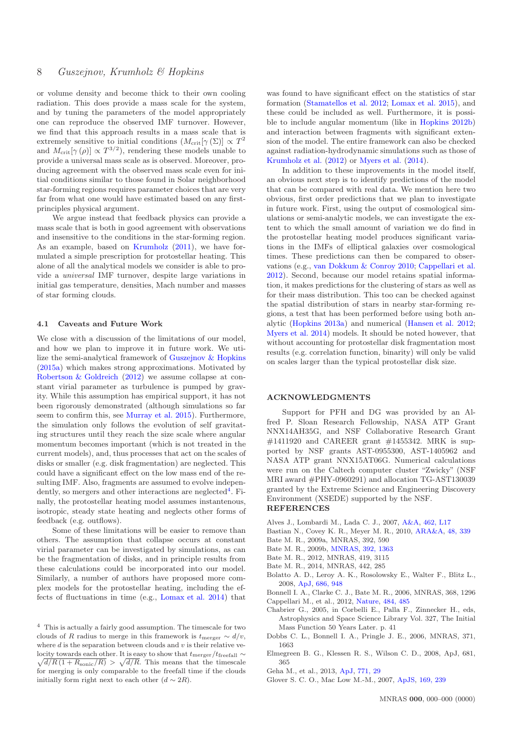or volume density and become thick to their own cooling radiation. This does provide a mass scale for the system, and by tuning the parameters of the model appropriately one can reproduce the observed IMF turnover. However, we find that this approach results in a mass scale that is extremely sensitive to initial conditions ($M_{\rm crit}[\gamma(\Sigma)] \propto T^2$ and $M_{\rm crit}[\gamma(\rho)] \propto T^{3/2}$), rendering these models unable to provide a universal mass scale as is observed. Moreover, producing agreement with the observed mass scale even for initial conditions similar to those found in Solar neighborhood star-forming regions requires parameter choices that are very far from what one would have estimated based on any first-principles physical argument.

We argue instead that feedback physics can provide a mass scale that is both in good agreement with observations and insensitive to the conditions in the star-forming region. As an example, based on Krumholz (2011), we have formulated a simple prescription for protostellar heating. This alone of all the analytical models we consider is able to provide a *universal* IMF turnover, despite large variations in initial gas temperature, densities, Mach number and masses of star forming clouds.

### 4.1 Caveats and Future Work

We close with a discussion of the limitations of our model, and how we plan to improve it in future work. We utilize the semi-analytical framework of Guszejnov & Hopkins (2015a) which makes strong approximations. Motivated by Robertson & Goldreich (2012) we assume collapse at constant virial parameter as turbulence is pumped by gravity. While this assumption has empirical support, it has not been rigorously demonstrated (although simulations so far seem to confirm this, see Murray et al. 2015). Furthermore, the simulation only follows the evolution of self gravitating structures until they reach the size scale where angular momentum becomes important (which is not treated in the current models), and, thus processes that act on the scales of disks or smaller (e.g. disk fragmentation) are neglected. This could have a significant effect on the low mass end of the resulting IMF. Also, fragments are assumed to evolve independently, so mergers and other interactions are neglected[4]. Finally, the protostellar heating model assumes instantaneous, isotropic, steady state heating and neglects other forms of feedback (e.g. outflows).

Some of these limitations will be easier to remove than others. The assumption that collapse occurs at constant virial parameter can be investigated by simulations, as can be the fragmentation of disks, and in principle results from these calculations could be incorporated into our model. Similarly, a number of authors have proposed more complex models for the protostellar heating, including the effects of fluctuations in time (e.g., Lomax et al. 2014) that was found to have significant effect on the statistics of star formation (Stamatellos et al. 2012; Lomax et al. 2015), and these could be included as well. Furthermore, it is possible to include angular momentum (like in Hopkins 2012b) and interaction between fragments with significant extension of the model. The entire framework can also be checked against radiation-hydrodynamic simulations such as those of Krumholz et al. (2012) or Myers et al. (2014).

In addition to these improvements in the model itself, an obvious next step is to identify predictions of the model that can be compared with real data. We mention here two obvious, first order predictions that we plan to investigate in future work. First, using the output of cosmological simulations or semi-analytic models, we can investigate the extent to which the small amount of variation we do find in the protostellar heating model produces significant variations in the IMFs of elliptical galaxies over cosmological times. These predictions can then be compared to observations (e.g., van Dokkum & Conroy 2010; Cappellari et al. 2012). Second, because our model retains spatial information, it makes predictions for the clustering of stars as well as for their mass distribution. This too can be checked against the spatial distribution of stars in nearby star-forming regions, a test that has been performed before using both analytic (Hopkins 2013a) and numerical (Hansen et al. 2012; Myers et al. 2014) models. It should be noted however, that without accounting for protostellar disk fragmentation most results (e.g. correlation function, binarity) will only be valid on scales larger than the typical protostellar disk size.

[4] This is actually a fairly good assumption. The timescale for two clouds of $R$ radius to merge in this framework is $t_{\rm merger} \sim d/v$, where $d$ is the separation between clouds and $v$ is their relative velocity towards each other. It is easy to show that $t_{\rm merger}/t_{\rm freefall} \sim \sqrt{d/R\left(1+R_{\rm sonic}/R\right)} > \sqrt{d/R}$. This means that the timescale for merging is only comparable to the freefall time if the clouds initially form right next to each other ($d \sim 2R$).

## ACKNOWLEDGMENTS

Support for PFH and DG was provided by an Alfred P. Sloan Research Fellowship, NASA ATP Grant NNX14AH35G, and NSF Collaborative Research Grant #1411920 and CAREER grant #1455342. MRK is supported by NSF grants AST-0955300, AST-1405962 and NASA ATP grant NNX15AT06G. Numerical calculations were run on the Caltech computer cluster "Zwicky" (NSF MRI award #PHY-0960291) and allocation TG-AST130039 granted by the Extreme Science and Engineering Discovery Environment (XSEDE) supported by the NSF.

## REFERENCES

Alves J., Lombardi M., Lada C. J., 2007, A&A, 462, L17
Bastian N., Covey K. R., Meyer M. R., 2010, ARA&A, 48, 339
Bate M. R., 2009a, MNRAS, 392, 590
Bate M. R., 2009b, MNRAS, 392, 1363
Bate M. R., 2012, MNRAS, 419, 3115
Bate M. R., 2014, MNRAS, 442, 285
Bolatto A. D., Leroy A. K., Rosolowsky E., Walter F., Blitz L., 2008, ApJ, 686, 948
Bonnell I. A., Clarke C. J., Bate M. R., 2006, MNRAS, 368, 1296
Cappellari M., et al., 2012, Nature, 484, 485
Chabrier G., 2005, in Corbelli E., Palla F., Zinnecker H., eds, Astrophysics and Space Science Library Vol. 327, The Initial Mass Function 50 Years Later. p. 41
Dobbs C. L., Bonnell I. A., Pringle J. E., 2006, MNRAS, 371, 1663
Elmegreen B. G., Klessen R. S., Wilson C. D., 2008, ApJ, 681, 365
Geha M., et al., 2013, ApJ, 771, 29
Glover S. C. O., Mac Low M.-M., 2007, ApJS, 169, 239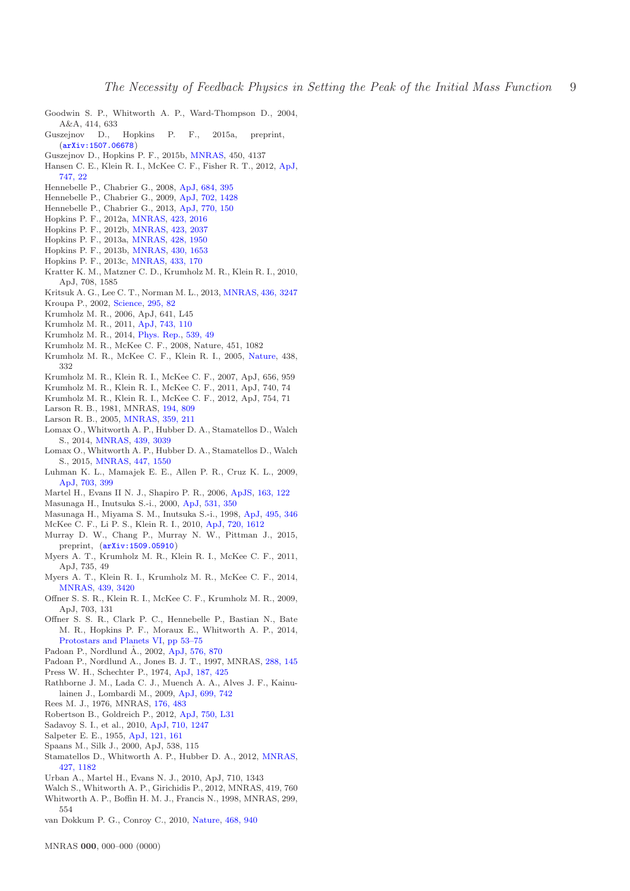Goodwin S. P., Whitworth A. P., Ward-Thompson D., 2004, A&A, 414, 633

Guszejnov D., Hopkins P. F., 2015a, preprint, (arXiv:1507.06678)

Guszejnov D., Hopkins P. F., 2015b, MNRAS, 450, 4137

Hansen C. E., Klein R. I., McKee C. F., Fisher R. T., 2012, ApJ, 747, 22

Hennebelle P., Chabrier G., 2008, ApJ, 684, 395

Hennebelle P., Chabrier G., 2009, ApJ, 702, 1428

Hennebelle P., Chabrier G., 2013, ApJ, 770, 150

Hopkins P. F., 2012a, MNRAS, 423, 2016

Hopkins P. F., 2012b, MNRAS, 423, 2037

Hopkins P. F., 2013a, MNRAS, 428, 1950

Hopkins P. F., 2013b, MNRAS, 430, 1653

Hopkins P. F., 2013c, MNRAS, 433, 170

Kratter K. M., Matzner C. D., Krumholz M. R., Klein R. I., 2010, ApJ, 708, 1585

Kritsuk A. G., Lee C. T., Norman M. L., 2013, MNRAS, 436, 3247

Kroupa P., 2002, Science, 295, 82

Krumholz M. R., 2006, ApJ, 641, L45

Krumholz M. R., 2011, ApJ, 743, 110

Krumholz M. R., 2014, Phys. Rep., 539, 49

Krumholz M. R., McKee C. F., 2008, Nature, 451, 1082

Krumholz M. R., McKee C. F., Klein R. I., 2005, Nature, 438, 332

Krumholz M. R., Klein R. I., McKee C. F., 2007, ApJ, 656, 959

Krumholz M. R., Klein R. I., McKee C. F., 2011, ApJ, 740, 74

Krumholz M. R., Klein R. I., McKee C. F., 2012, ApJ, 754, 71

Larson R. B., 1981, MNRAS, 194, 809

Larson R. B., 2005, MNRAS, 359, 211

Lomax O., Whitworth A. P., Hubber D. A., Stamatellos D., Walch S., 2014, MNRAS, 439, 3039

Lomax O., Whitworth A. P., Hubber D. A., Stamatellos D., Walch S., 2015, MNRAS, 447, 1550

Luhman K. L., Mamajek E. E., Allen P. R., Cruz K. L., 2009, ApJ, 703, 399

Martel H., Evans II N. J., Shapiro P. R., 2006, ApJS, 163, 122

Masunaga H., Inutsuka S.-i., 2000, ApJ, 531, 350

Masunaga H., Miyama S. M., Inutsuka S.-i., 1998, ApJ, 495, 346

McKee C. F., Li P. S., Klein R. I., 2010, ApJ, 720, 1612

Murray D. W., Chang P., Murray N. W., Pittman J., 2015, preprint, (arXiv:1509.05910)

Myers A. T., Krumholz M. R., Klein R. I., McKee C. F., 2011, ApJ, 735, 49

Myers A. T., Klein R. I., Krumholz M. R., McKee C. F., 2014, MNRAS, 439, 3420

Offner S. S. R., Klein R. I., McKee C. F., Krumholz M. R., 2009, ApJ, 703, 131

Offner S. S. R., Clark P. C., Hennebelle P., Bastian N., Bate M. R., Hopkins P. F., Moraux E., Whitworth A. P., 2014, Protostars and Planets VI, pp 53–75

Padoan P., Nordlund Å., 2002, ApJ, 576, 870

Padoan P., Nordlund A., Jones B. J. T., 1997, MNRAS, 288, 145

Press W. H., Schechter P., 1974, ApJ, 187, 425

Rathborne J. M., Lada C. J., Muench A. A., Alves J. F., Kainulainen J., Lombardi M., 2009, ApJ, 699, 742

Rees M. J., 1976, MNRAS, 176, 483

Robertson B., Goldreich P., 2012, ApJ, 750, L31

Sadavoy S. I., et al., 2010, ApJ, 710, 1247

Salpeter E. E., 1955, ApJ, 121, 161

Spaans M., Silk J., 2000, ApJ, 538, 115

Stamatellos D., Whitworth A. P., Hubber D. A., 2012, MNRAS, 427, 1182

Urban A., Martel H., Evans N. J., 2010, ApJ, 710, 1343

Walch S., Whitworth A. P., Girichidis P., 2012, MNRAS, 419, 760

Whitworth A. P., Boffin H. M. J., Francis N., 1998, MNRAS, 299, 554

van Dokkum P. G., Conroy C., 2010, Nature, 468, 940